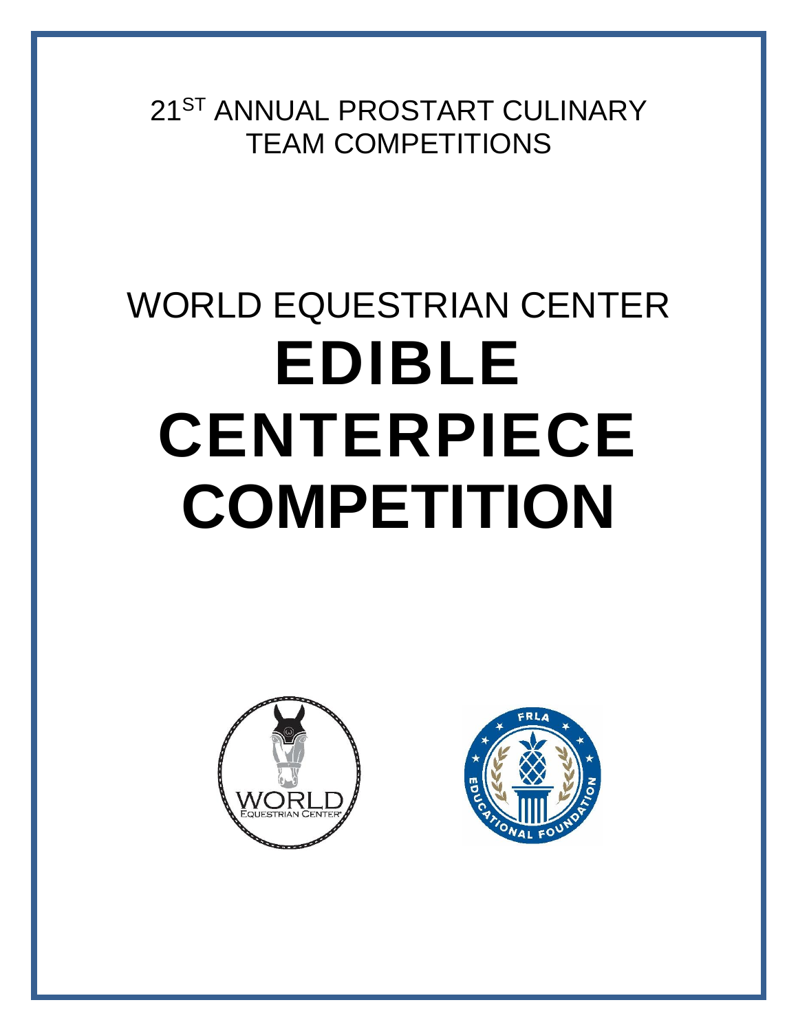21ST ANNUAL PROSTART CULINARY TEAM COMPETITIONS

# WORLD EQUESTRIAN CENTER
# **EDIBLE CENTERPIECE COMPETITION**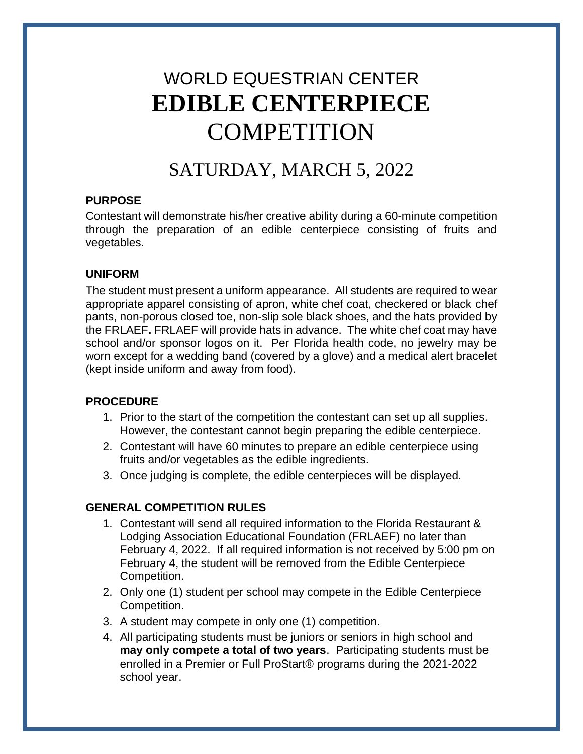# WORLD EQUESTRIAN CENTER **EDIBLE CENTERPIECE** COMPETITION

## SATURDAY, MARCH 5, 2022

### PURPOSE

Contestant will demonstrate his/her creative ability during a 60-minute competition through the preparation of an edible centerpiece consisting of fruits and vegetables.

### UNIFORM

The student must present a uniform appearance. All students are required to wear appropriate apparel consisting of apron, white chef coat, checkered or black chef pants, non-porous closed toe, non-slip sole black shoes, and the hats provided by the FRLAEF**.** FRLAEF will provide hats in advance. The white chef coat may have school and/or sponsor logos on it. Per Florida health code, no jewelry may be worn except for a wedding band (covered by a glove) and a medical alert bracelet (kept inside uniform and away from food).

### PROCEDURE

1. Prior to the start of the competition the contestant can set up all supplies. However, the contestant cannot begin preparing the edible centerpiece.
2. Contestant will have 60 minutes to prepare an edible centerpiece using fruits and/or vegetables as the edible ingredients.
3. Once judging is complete, the edible centerpieces will be displayed.

### GENERAL COMPETITION RULES

1. Contestant will send all required information to the Florida Restaurant & Lodging Association Educational Foundation (FRLAEF) no later than February 4, 2022. If all required information is not received by 5:00 pm on February 4, the student will be removed from the Edible Centerpiece Competition.
2. Only one (1) student per school may compete in the Edible Centerpiece Competition.
3. A student may compete in only one (1) competition.
4. All participating students must be juniors or seniors in high school and **may only compete a total of two years**. Participating students must be enrolled in a Premier or Full ProStart® programs during the 2021-2022 school year.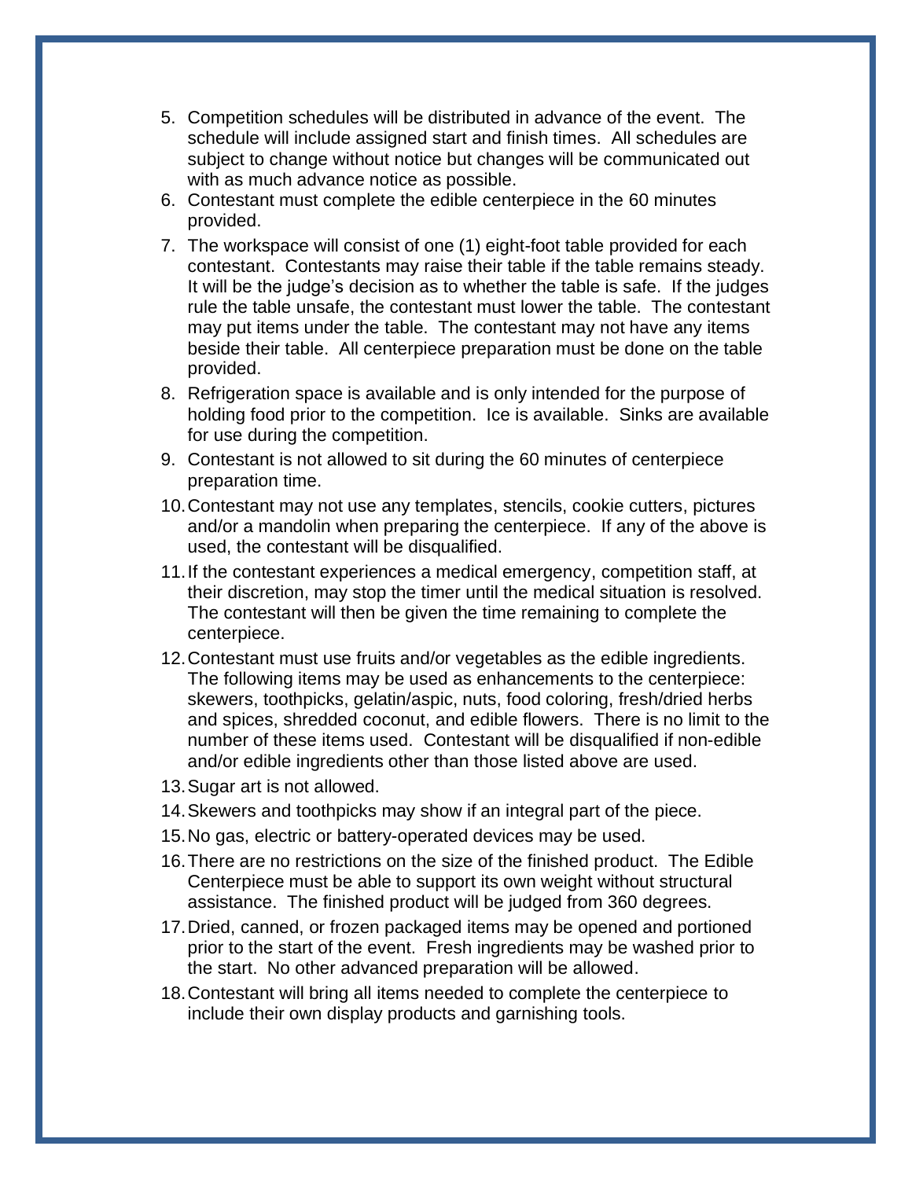5. Competition schedules will be distributed in advance of the event. The schedule will include assigned start and finish times. All schedules are subject to change without notice but changes will be communicated out with as much advance notice as possible.
6. Contestant must complete the edible centerpiece in the 60 minutes provided.
7. The workspace will consist of one (1) eight-foot table provided for each contestant. Contestants may raise their table if the table remains steady. It will be the judge's decision as to whether the table is safe. If the judges rule the table unsafe, the contestant must lower the table. The contestant may put items under the table. The contestant may not have any items beside their table. All centerpiece preparation must be done on the table provided.
8. Refrigeration space is available and is only intended for the purpose of holding food prior to the competition. Ice is available. Sinks are available for use during the competition.
9. Contestant is not allowed to sit during the 60 minutes of centerpiece preparation time.
10. Contestant may not use any templates, stencils, cookie cutters, pictures and/or a mandolin when preparing the centerpiece. If any of the above is used, the contestant will be disqualified.
11. If the contestant experiences a medical emergency, competition staff, at their discretion, may stop the timer until the medical situation is resolved. The contestant will then be given the time remaining to complete the centerpiece.
12. Contestant must use fruits and/or vegetables as the edible ingredients. The following items may be used as enhancements to the centerpiece: skewers, toothpicks, gelatin/aspic, nuts, food coloring, fresh/dried herbs and spices, shredded coconut, and edible flowers. There is no limit to the number of these items used. Contestant will be disqualified if non-edible and/or edible ingredients other than those listed above are used.
13. Sugar art is not allowed.
14. Skewers and toothpicks may show if an integral part of the piece.
15. No gas, electric or battery-operated devices may be used.
16. There are no restrictions on the size of the finished product. The Edible Centerpiece must be able to support its own weight without structural assistance. The finished product will be judged from 360 degrees.
17. Dried, canned, or frozen packaged items may be opened and portioned prior to the start of the event. Fresh ingredients may be washed prior to the start. No other advanced preparation will be allowed.
18. Contestant will bring all items needed to complete the centerpiece to include their own display products and garnishing tools.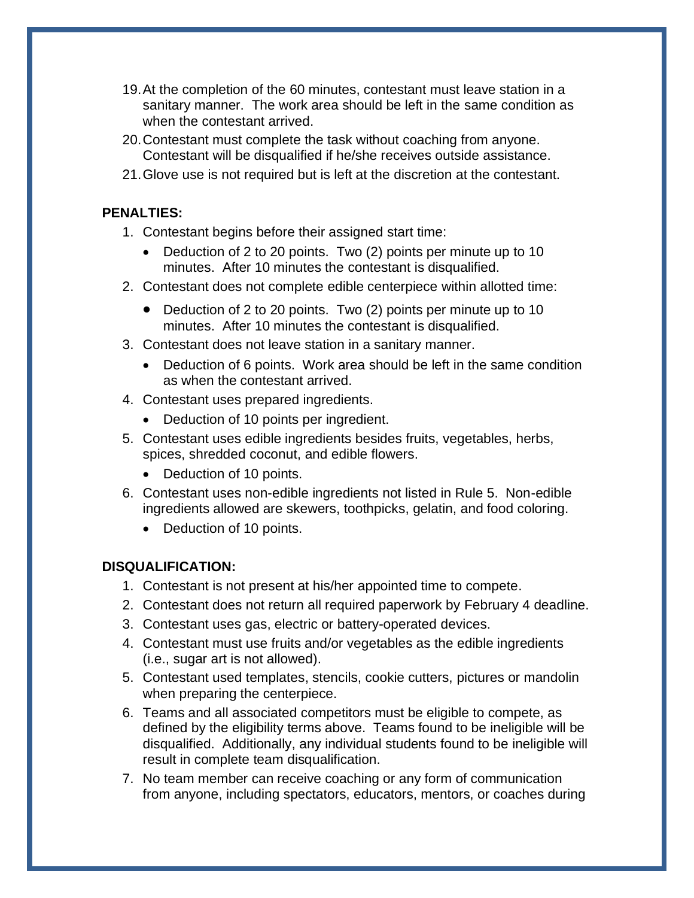19. At the completion of the 60 minutes, contestant must leave station in a sanitary manner. The work area should be left in the same condition as when the contestant arrived.
20. Contestant must complete the task without coaching from anyone. Contestant will be disqualified if he/she receives outside assistance.
21. Glove use is not required but is left at the discretion at the contestant.

**PENALTIES:**

1. Contestant begins before their assigned start time:
   - Deduction of 2 to 20 points. Two (2) points per minute up to 10 minutes. After 10 minutes the contestant is disqualified.
2. Contestant does not complete edible centerpiece within allotted time:
   - Deduction of 2 to 20 points. Two (2) points per minute up to 10 minutes. After 10 minutes the contestant is disqualified.
3. Contestant does not leave station in a sanitary manner.
   - Deduction of 6 points. Work area should be left in the same condition as when the contestant arrived.
4. Contestant uses prepared ingredients.
   - Deduction of 10 points per ingredient.
5. Contestant uses edible ingredients besides fruits, vegetables, herbs, spices, shredded coconut, and edible flowers.
   - Deduction of 10 points.
6. Contestant uses non-edible ingredients not listed in Rule 5. Non-edible ingredients allowed are skewers, toothpicks, gelatin, and food coloring.
   - Deduction of 10 points.

**DISQUALIFICATION:**

1. Contestant is not present at his/her appointed time to compete.
2. Contestant does not return all required paperwork by February 4 deadline.
3. Contestant uses gas, electric or battery-operated devices.
4. Contestant must use fruits and/or vegetables as the edible ingredients (i.e., sugar art is not allowed).
5. Contestant used templates, stencils, cookie cutters, pictures or mandolin when preparing the centerpiece.
6. Teams and all associated competitors must be eligible to compete, as defined by the eligibility terms above. Teams found to be ineligible will be disqualified. Additionally, any individual students found to be ineligible will result in complete team disqualification.
7. No team member can receive coaching or any form of communication from anyone, including spectators, educators, mentors, or coaches during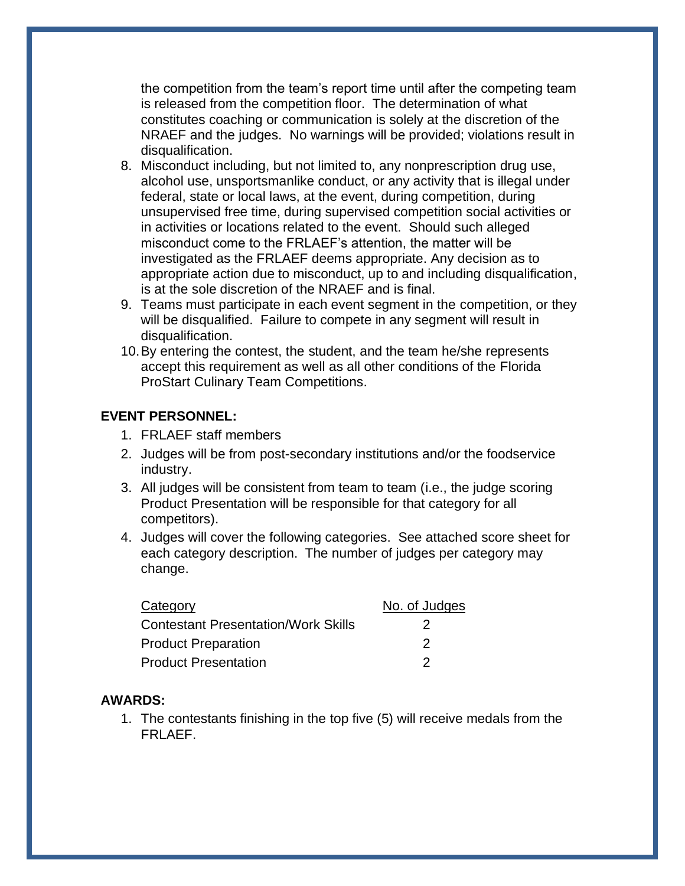the competition from the team's report time until after the competing team is released from the competition floor. The determination of what constitutes coaching or communication is solely at the discretion of the NRAEF and the judges. No warnings will be provided; violations result in disqualification.

8. Misconduct including, but not limited to, any nonprescription drug use, alcohol use, unsportsmanlike conduct, or any activity that is illegal under federal, state or local laws, at the event, during competition, during unsupervised free time, during supervised competition social activities or in activities or locations related to the event. Should such alleged misconduct come to the FRLAEF's attention, the matter will be investigated as the FRLAEF deems appropriate. Any decision as to appropriate action due to misconduct, up to and including disqualification, is at the sole discretion of the NRAEF and is final.
9. Teams must participate in each event segment in the competition, or they will be disqualified. Failure to compete in any segment will result in disqualification.
10. By entering the contest, the student, and the team he/she represents accept this requirement as well as all other conditions of the Florida ProStart Culinary Team Competitions.

**EVENT PERSONNEL:**

1. FRLAEF staff members
2. Judges will be from post-secondary institutions and/or the foodservice industry.
3. All judges will be consistent from team to team (i.e., the judge scoring Product Presentation will be responsible for that category for all competitors).
4. Judges will cover the following categories. See attached score sheet for each category description. The number of judges per category may change.

| Category | No. of Judges |
|---|---|
| Contestant Presentation/Work Skills | 2 |
| Product Preparation | 2 |
| Product Presentation | 2 |

**AWARDS:**

1. The contestants finishing in the top five (5) will receive medals from the FRLAEF.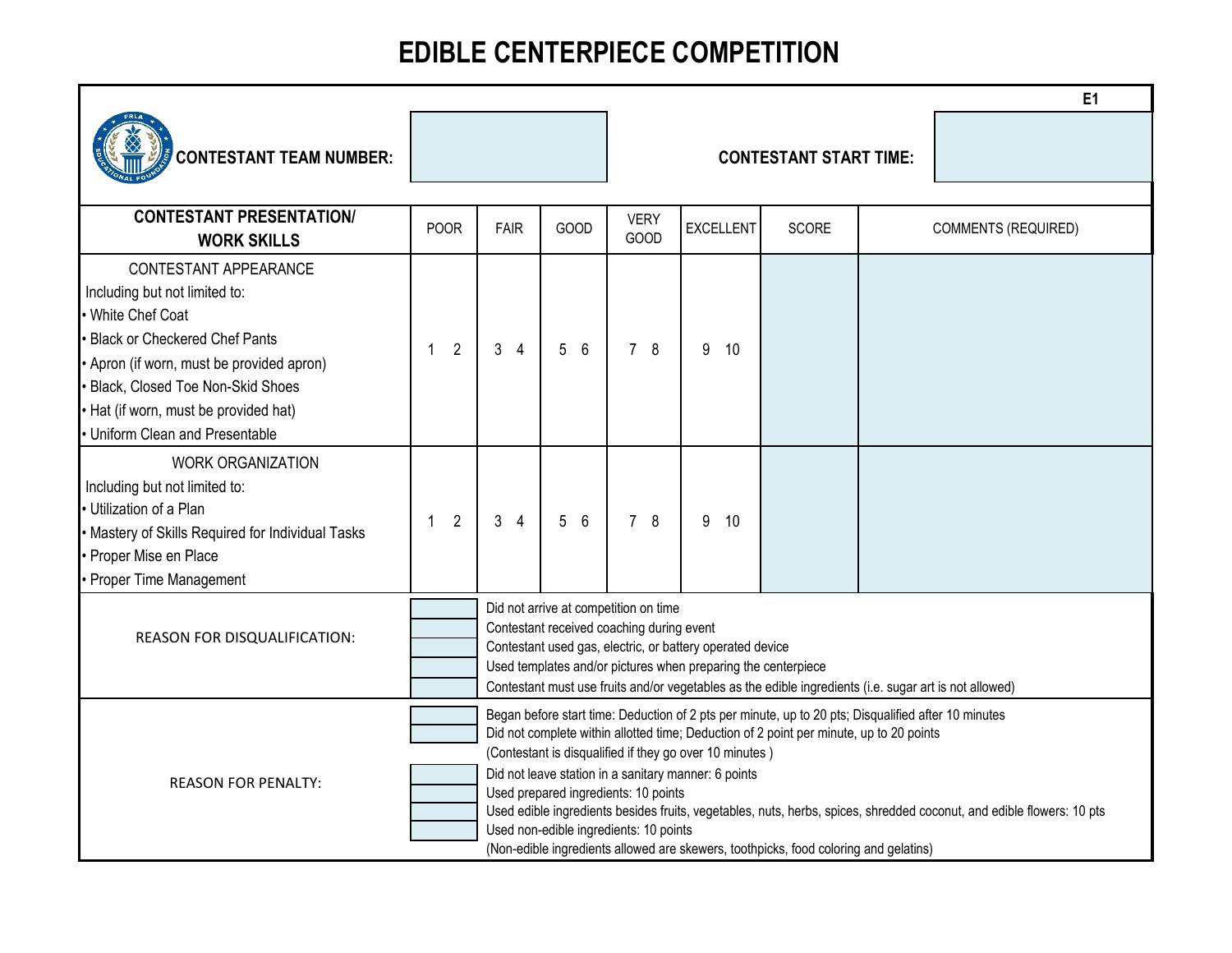# EDIBLE CENTERPIECE COMPETITION

**E1**

**CONTESTANT TEAM NUMBER:** 

**CONTESTANT START TIME:** 

| CONTESTANT PRESENTATION/ WORK SKILLS | POOR | FAIR | GOOD | VERY GOOD | EXCELLENT | SCORE | COMMENTS (REQUIRED) |
|---|---|---|---|---|---|---|---|
| CONTESTANT APPEARANCE<br>Including but not limited to:<br>• White Chef Coat<br>• Black or Checkered Chef Pants<br>• Apron (if worn, must be provided apron)<br>• Black, Closed Toe Non-Skid Shoes<br>• Hat (if worn, must be provided hat)<br>• Uniform Clean and Presentable | 1 2 | 3 4 | 5 6 | 7 8 | 9 10 | | |
| WORK ORGANIZATION<br>Including but not limited to:<br>• Utilization of a Plan<br>• Mastery of Skills Required for Individual Tasks<br>• Proper Mise en Place<br>• Proper Time Management | 1 2 | 3 4 | 5 6 | 7 8 | 9 10 | | |

**REASON FOR DISQUALIFICATION:**

- [ ] Did not arrive at competition on time
- [ ] Contestant received coaching during event
- [ ] Contestant used gas, electric, or battery operated device
- [ ] Used templates and/or pictures when preparing the centerpiece
- [ ] Contestant must use fruits and/or vegetables as the edible ingredients (i.e. sugar art is not allowed)

**REASON FOR PENALTY:**

- [ ] Began before start time: Deduction of 2 pts per minute, up to 20 pts; Disqualified after 10 minutes
- [ ] Did not complete within allotted time; Deduction of 2 point per minute, up to 20 points (Contestant is disqualified if they go over 10 minutes )
- [ ] Did not leave station in a sanitary manner: 6 points
- [ ] Used prepared ingredients: 10 points
- [ ] Used edible ingredients besides fruits, vegetables, nuts, herbs, spices, shredded coconut, and edible flowers: 10 pts
- [ ] Used non-edible ingredients: 10 points (Non-edible ingredients allowed are skewers, toothpicks, food coloring and gelatins)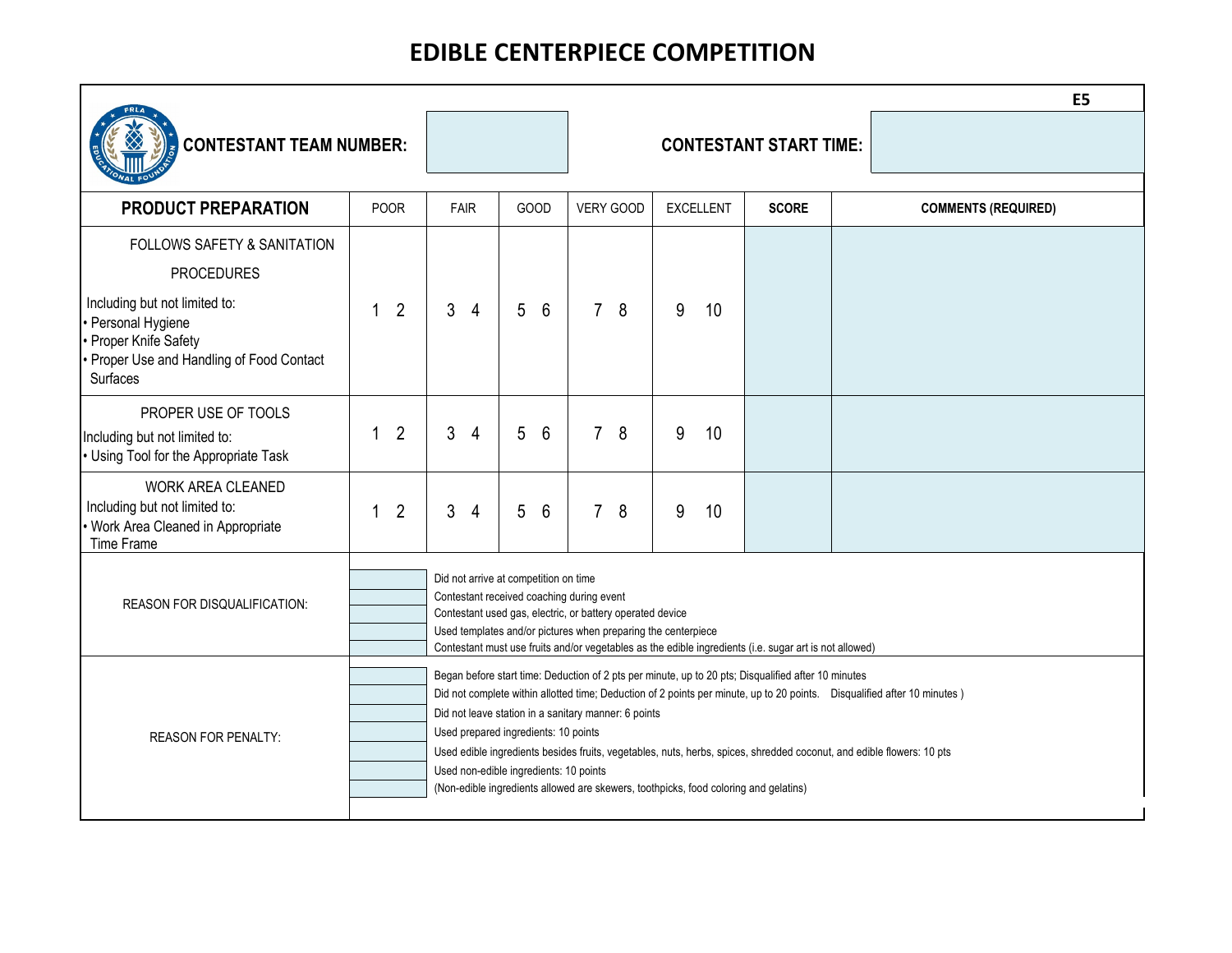# EDIBLE CENTERPIECE COMPETITION

E5

**CONTESTANT TEAM NUMBER:** 

**CONTESTANT START TIME:** 

| PRODUCT PREPARATION | POOR | FAIR | GOOD | VERY GOOD | EXCELLENT | SCORE | COMMENTS (REQUIRED) |
|---|---|---|---|---|---|---|---|
| FOLLOWS SAFETY & SANITATION PROCEDURES<br>Including but not limited to:<br>• Personal Hygiene<br>• Proper Knife Safety<br>• Proper Use and Handling of Food Contact Surfaces | 1 2 | 3 4 | 5 6 | 7 8 | 9 10 | | |
| PROPER USE OF TOOLS<br>Including but not limited to:<br>• Using Tool for the Appropriate Task | 1 2 | 3 4 | 5 6 | 7 8 | 9 10 | | |
| WORK AREA CLEANED<br>Including but not limited to:<br>• Work Area Cleaned in Appropriate Time Frame | 1 2 | 3 4 | 5 6 | 7 8 | 9 10 | | |

**REASON FOR DISQUALIFICATION:**

| | |
|---|---|
| | Did not arrive at competition on time |
| | Contestant received coaching during event |
| | Contestant used gas, electric, or battery operated device |
| | Used templates and/or pictures when preparing the centerpiece |
| | Contestant must use fruits and/or vegetables as the edible ingredients (i.e. sugar art is not allowed) |

**REASON FOR PENALTY:**

| | |
|---|---|
| | Began before start time: Deduction of 2 pts per minute, up to 20 pts; Disqualified after 10 minutes |
| | Did not complete within allotted time; Deduction of 2 points per minute, up to 20 points. Disqualified after 10 minutes ) |
| | Did not leave station in a sanitary manner: 6 points |
| | Used prepared ingredients: 10 points |
| | Used edible ingredients besides fruits, vegetables, nuts, herbs, spices, shredded coconut, and edible flowers: 10 pts |
| | Used non-edible ingredients: 10 points |
| | (Non-edible ingredients allowed are skewers, toothpicks, food coloring and gelatins) |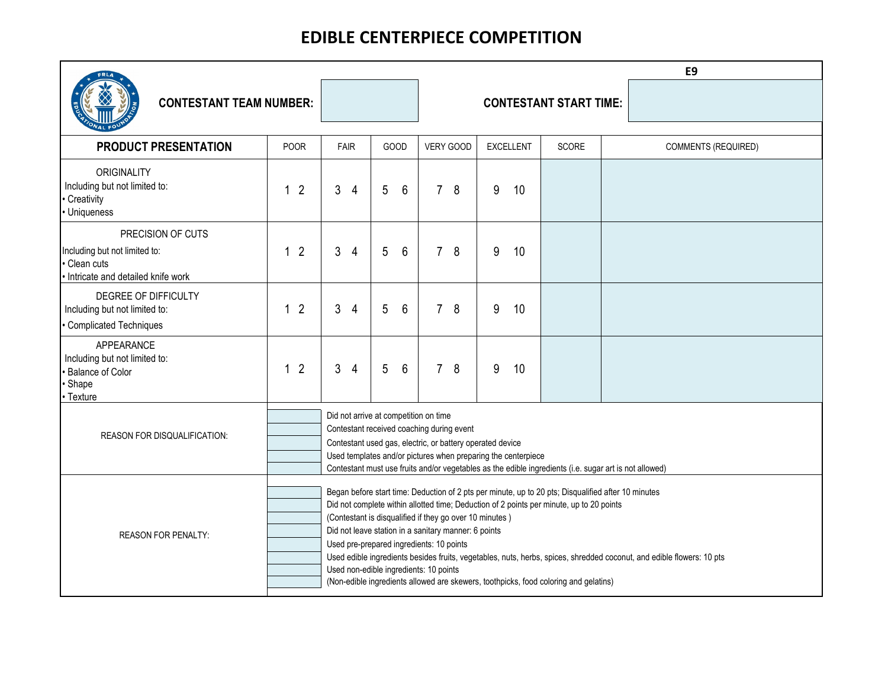# EDIBLE CENTERPIECE COMPETITION

E9

**CONTESTANT TEAM NUMBER:**

**CONTESTANT START TIME:**

| PRODUCT PRESENTATION | POOR | FAIR | GOOD | VERY GOOD | EXCELLENT | SCORE | COMMENTS (REQUIRED) |
|---|---|---|---|---|---|---|---|
| ORIGINALITY<br>Including but not limited to:<br>• Creativity<br>• Uniqueness | 1 2 | 3 4 | 5 6 | 7 8 | 9 10 | | |
| PRECISION OF CUTS<br>Including but not limited to:<br>• Clean cuts<br>• Intricate and detailed knife work | 1 2 | 3 4 | 5 6 | 7 8 | 9 10 | | |
| DEGREE OF DIFFICULTY<br>Including but not limited to:<br>• Complicated Techniques | 1 2 | 3 4 | 5 6 | 7 8 | 9 10 | | |
| APPEARANCE<br>Including but not limited to:<br>• Balance of Color<br>• Shape<br>• Texture | 1 2 | 3 4 | 5 6 | 7 8 | 9 10 | | |

**REASON FOR DISQUALIFICATION:**

- Did not arrive at competition on time
- Contestant received coaching during event
- Contestant used gas, electric, or battery operated device
- Used templates and/or pictures when preparing the centerpiece
- Contestant must use fruits and/or vegetables as the edible ingredients (i.e. sugar art is not allowed)

**REASON FOR PENALTY:**

- Began before start time: Deduction of 2 pts per minute, up to 20 pts; Disqualified after 10 minutes
- Did not complete within allotted time; Deduction of 2 points per minute, up to 20 points (Contestant is disqualified if they go over 10 minutes )
- Did not leave station in a sanitary manner: 6 points
- Used pre-prepared ingredients: 10 points
- Used edible ingredients besides fruits, vegetables, nuts, herbs, spices, shredded coconut, and edible flowers: 10 pts
- Used non-edible ingredients: 10 points (Non-edible ingredients allowed are skewers, toothpicks, food coloring and gelatins)